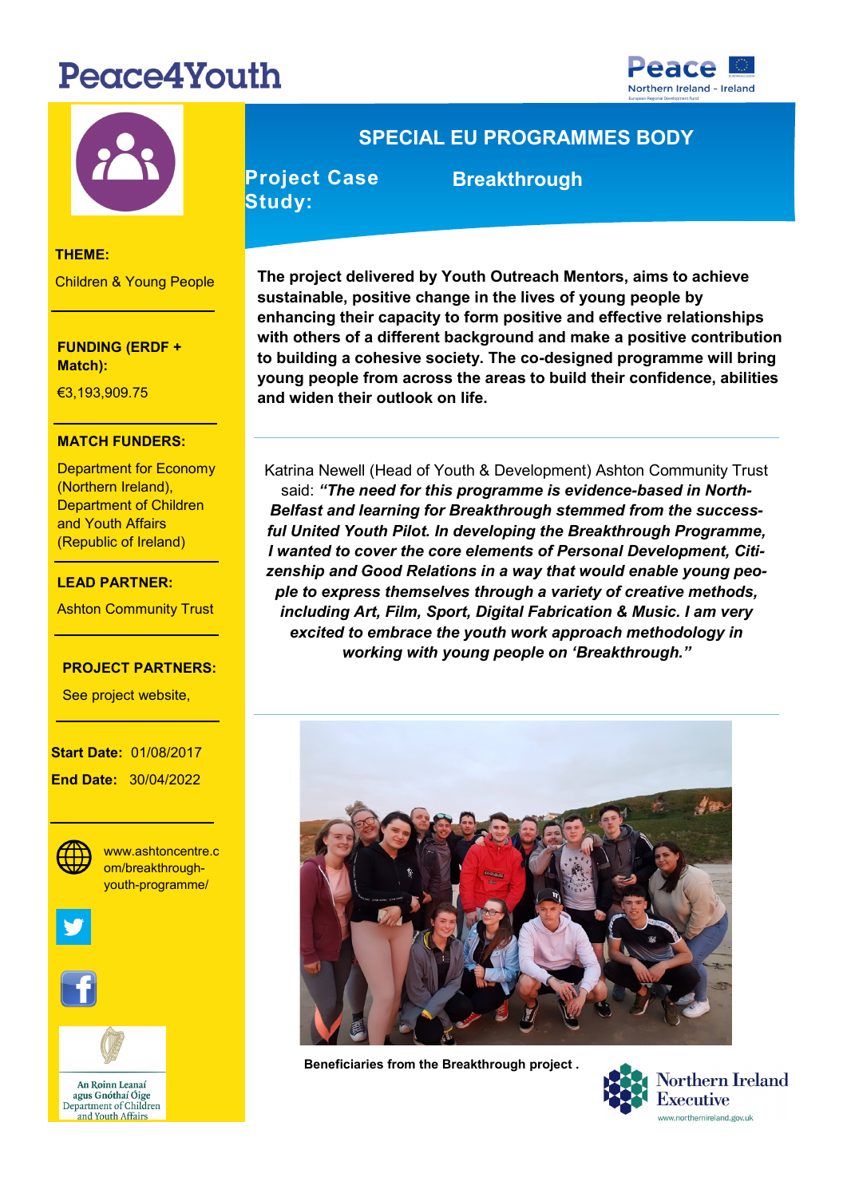# Peace4Youth

## SPECIAL EU PROGRAMMES BODY

**Project Case Study:** **Breakthrough**

**THEME:**

Children & Young People

**FUNDING (ERDF + Match):**

€3,193,909.75

**MATCH FUNDERS:**

Department for Economy (Northern Ireland), Department of Children and Youth Affairs (Republic of Ireland)

**LEAD PARTNER:**

Ashton Community Trust

**PROJECT PARTNERS:**

See project website,

**Start Date:** 01/08/2017

**End Date:** 30/04/2022

www.ashtoncentre.com/breakthrough-youth-programme/

**The project delivered by Youth Outreach Mentors, aims to achieve sustainable, positive change in the lives of young people by enhancing their capacity to form positive and effective relationships with others of a different background and make a positive contribution to building a cohesive society. The co-designed programme will bring young people from across the areas to build their confidence, abilities and widen their outlook on life.**

Katrina Newell (Head of Youth & Development) Ashton Community Trust said: ***"The need for this programme is evidence-based in North-Belfast and learning for Breakthrough stemmed from the successful United Youth Pilot. In developing the Breakthrough Programme, I wanted to cover the core elements of Personal Development, Citizenship and Good Relations in a way that would enable young people to express themselves through a variety of creative methods, including Art, Film, Sport, Digital Fabrication & Music. I am very excited to embrace the youth work approach methodology in working with young people on 'Breakthrough."***

**Beneficiaries from the Breakthrough project .**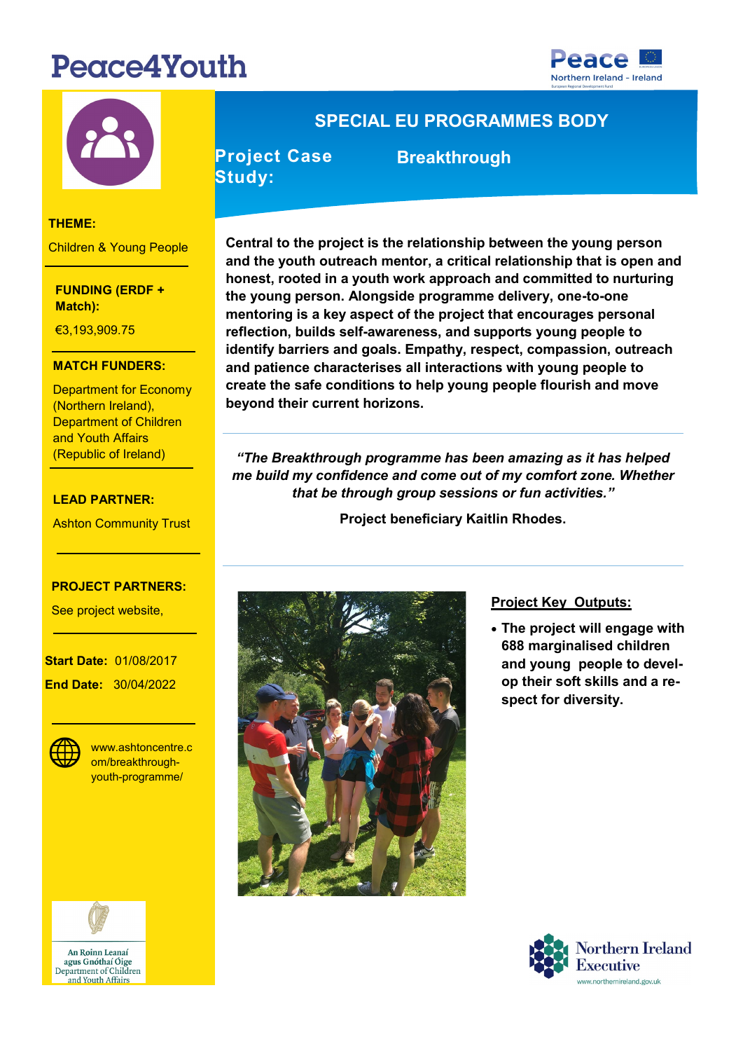# Peace4Youth

## SPECIAL EU PROGRAMMES BODY

**Project Case Study:** **Breakthrough**

**THEME:**

Children & Young People

**FUNDING (ERDF + Match):**

€3,193,909.75

**MATCH FUNDERS:**

Department for Economy (Northern Ireland), Department of Children and Youth Affairs (Republic of Ireland)

**LEAD PARTNER:**

Ashton Community Trust

**PROJECT PARTNERS:**

See project website,

**Start Date:** 01/08/2017

**End Date:** 30/04/2022

www.ashtoncentre.com/breakthrough-youth-programme/

**Central to the project is the relationship between the young person and the youth outreach mentor, a critical relationship that is open and honest, rooted in a youth work approach and committed to nurturing the young person. Alongside programme delivery, one-to-one mentoring is a key aspect of the project that encourages personal reflection, builds self-awareness, and supports young people to identify barriers and goals. Empathy, respect, compassion, outreach and patience characterises all interactions with young people to create the safe conditions to help young people flourish and move beyond their current horizons.**

***"The Breakthrough programme has been amazing as it has helped me build my confidence and come out of my comfort zone. Whether that be through group sessions or fun activities."***

**Project beneficiary Kaitlin Rhodes.**

**Project Key Outputs:**

- **The project will engage with 688 marginalised children and young people to develop their soft skills and a respect for diversity.**